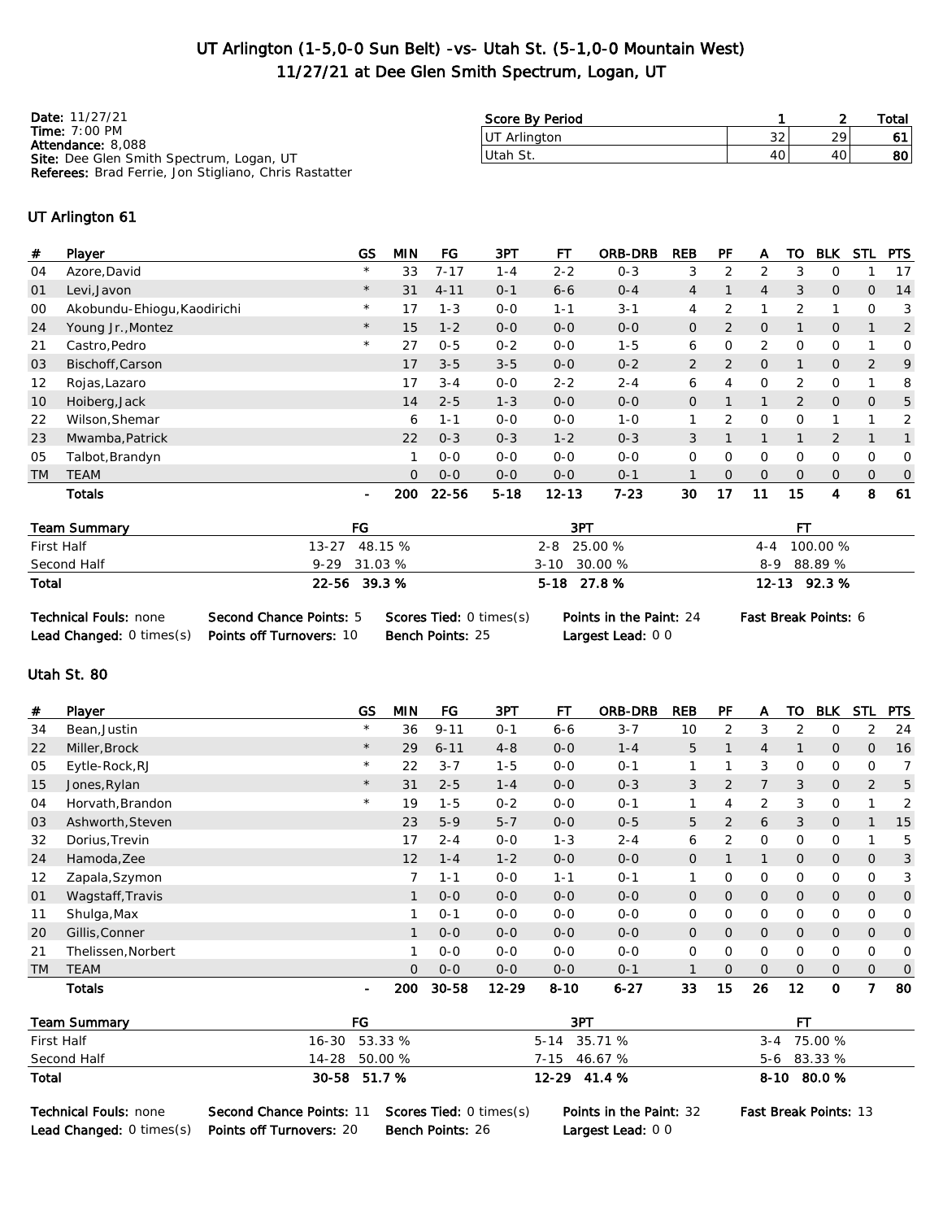# UT Arlington (1-5,0-0 Sun Belt) -vs- Utah St. (5-1,0-0 Mountain West)
## 11/27/21 at Dee Glen Smith Spectrum, Logan, UT

**Date:** 11/27/21
**Time:** 7:00 PM
**Attendance:** 8,088
**Site:** Dee Glen Smith Spectrum, Logan, UT
**Referees:** Brad Ferrie, Jon Stigliano, Chris Rastatter

| Score By Period | 1 | 2 | Total |
|---|---|---|---|
| UT Arlington | 32 | 29 | **61** |
| Utah St. | 40 | 40 | **80** |

### UT Arlington 61

| # | Player | GS | MIN | FG | 3PT | FT | ORB-DRB | REB | PF | A | TO | BLK | STL | PTS |
|---|---|---|---|---|---|---|---|---|---|---|---|---|---|---|
| 04 | Azore,David | * | 33 | 7-17 | 1-4 | 2-2 | 0-3 | 3 | 2 | 2 | 3 | 0 | 1 | 17 |
| 01 | Levi,Javon | * | 31 | 4-11 | 0-1 | 6-6 | 0-4 | 4 | 1 | 4 | 3 | 0 | 0 | 14 |
| 00 | Akobundu-Ehiogu,Kaodirichi | * | 17 | 1-3 | 0-0 | 1-1 | 3-1 | 4 | 2 | 1 | 2 | 1 | 0 | 3 |
| 24 | Young Jr.,Montez | * | 15 | 1-2 | 0-0 | 0-0 | 0-0 | 0 | 2 | 0 | 1 | 0 | 1 | 2 |
| 21 | Castro,Pedro | * | 27 | 0-5 | 0-2 | 0-0 | 1-5 | 6 | 0 | 2 | 0 | 0 | 1 | 0 |
| 03 | Bischoff,Carson | | 17 | 3-5 | 3-5 | 0-0 | 0-2 | 2 | 2 | 0 | 1 | 0 | 2 | 9 |
| 12 | Rojas,Lazaro | | 17 | 3-4 | 0-0 | 2-2 | 2-4 | 6 | 4 | 0 | 2 | 0 | 1 | 8 |
| 10 | Hoiberg,Jack | | 14 | 2-5 | 1-3 | 0-0 | 0-0 | 0 | 1 | 1 | 2 | 0 | 0 | 5 |
| 22 | Wilson,Shemar | | 6 | 1-1 | 0-0 | 0-0 | 1-0 | 1 | 2 | 0 | 0 | 1 | 1 | 2 |
| 23 | Mwamba,Patrick | | 22 | 0-3 | 0-3 | 1-2 | 0-3 | 3 | 1 | 1 | 1 | 2 | 1 | 1 |
| 05 | Talbot,Brandyn | | 1 | 0-0 | 0-0 | 0-0 | 0-0 | 0 | 0 | 0 | 0 | 0 | 0 | 0 |
| TM | TEAM | | 0 | 0-0 | 0-0 | 0-0 | 0-1 | 1 | 0 | 0 | 0 | 0 | 0 | 0 |
| | **Totals** | - | **200** | **22-56** | **5-18** | **12-13** | **7-23** | **30** | **17** | **11** | **15** | **4** | **8** | **61** |

| Team Summary | FG | 3PT | FT |
|---|---|---|---|
| First Half | 13-27 48.15 % | 2-8 25.00 % | 4-4 100.00 % |
| Second Half | 9-29 31.03 % | 3-10 30.00 % | 8-9 88.89 % |
| **Total** | **22-56 39.3 %** | **5-18 27.8 %** | **12-13 92.3 %** |

**Technical Fouls:** none **Second Chance Points:** 5 **Scores Tied:** 0 times(s) **Points in the Paint:** 24 **Fast Break Points:** 6
**Lead Changed:** 0 times(s) **Points off Turnovers:** 10 **Bench Points:** 25 **Largest Lead:** 0 0

### Utah St. 80

| # | Player | GS | MIN | FG | 3PT | FT | ORB-DRB | REB | PF | A | TO | BLK | STL | PTS |
|---|---|---|---|---|---|---|---|---|---|---|---|---|---|---|
| 34 | Bean,Justin | * | 36 | 9-11 | 0-1 | 6-6 | 3-7 | 10 | 2 | 3 | 2 | 0 | 2 | 24 |
| 22 | Miller,Brock | * | 29 | 6-11 | 4-8 | 0-0 | 1-4 | 5 | 1 | 4 | 1 | 0 | 0 | 16 |
| 05 | Eytle-Rock,RJ | * | 22 | 3-7 | 1-5 | 0-0 | 0-1 | 1 | 1 | 3 | 0 | 0 | 0 | 7 |
| 15 | Jones,Rylan | * | 31 | 2-5 | 1-4 | 0-0 | 0-3 | 3 | 2 | 7 | 3 | 0 | 2 | 5 |
| 04 | Horvath,Brandon | * | 19 | 1-5 | 0-2 | 0-0 | 0-1 | 1 | 4 | 2 | 3 | 0 | 1 | 2 |
| 03 | Ashworth,Steven | | 23 | 5-9 | 5-7 | 0-0 | 0-5 | 5 | 2 | 6 | 3 | 0 | 1 | 15 |
| 32 | Dorius,Trevin | | 17 | 2-4 | 0-0 | 1-3 | 2-4 | 6 | 2 | 0 | 0 | 0 | 1 | 5 |
| 24 | Hamoda,Zee | | 12 | 1-4 | 1-2 | 0-0 | 0-0 | 0 | 1 | 1 | 0 | 0 | 0 | 3 |
| 12 | Zapala,Szymon | | 7 | 1-1 | 0-0 | 1-1 | 0-1 | 1 | 0 | 0 | 0 | 0 | 0 | 3 |
| 01 | Wagstaff,Travis | | 1 | 0-0 | 0-0 | 0-0 | 0-0 | 0 | 0 | 0 | 0 | 0 | 0 | 0 |
| 11 | Shulga,Max | | 1 | 0-1 | 0-0 | 0-0 | 0-0 | 0 | 0 | 0 | 0 | 0 | 0 | 0 |
| 20 | Gillis,Conner | | 1 | 0-0 | 0-0 | 0-0 | 0-0 | 0 | 0 | 0 | 0 | 0 | 0 | 0 |
| 21 | Thelissen,Norbert | | 1 | 0-0 | 0-0 | 0-0 | 0-0 | 0 | 0 | 0 | 0 | 0 | 0 | 0 |
| TM | TEAM | | 0 | 0-0 | 0-0 | 0-0 | 0-1 | 1 | 0 | 0 | 0 | 0 | 0 | 0 |
| | **Totals** | - | **200** | **30-58** | **12-29** | **8-10** | **6-27** | **33** | **15** | **26** | **12** | **0** | **7** | **80** |

| Team Summary | FG | 3PT | FT |
|---|---|---|---|
| First Half | 16-30 53.33 % | 5-14 35.71 % | 3-4 75.00 % |
| Second Half | 14-28 50.00 % | 7-15 46.67 % | 5-6 83.33 % |
| **Total** | **30-58 51.7 %** | **12-29 41.4 %** | **8-10 80.0 %** |

**Technical Fouls:** none **Second Chance Points:** 11 **Scores Tied:** 0 times(s) **Points in the Paint:** 32 **Fast Break Points:** 13
**Lead Changed:** 0 times(s) **Points off Turnovers:** 20 **Bench Points:** 26 **Largest Lead:** 0 0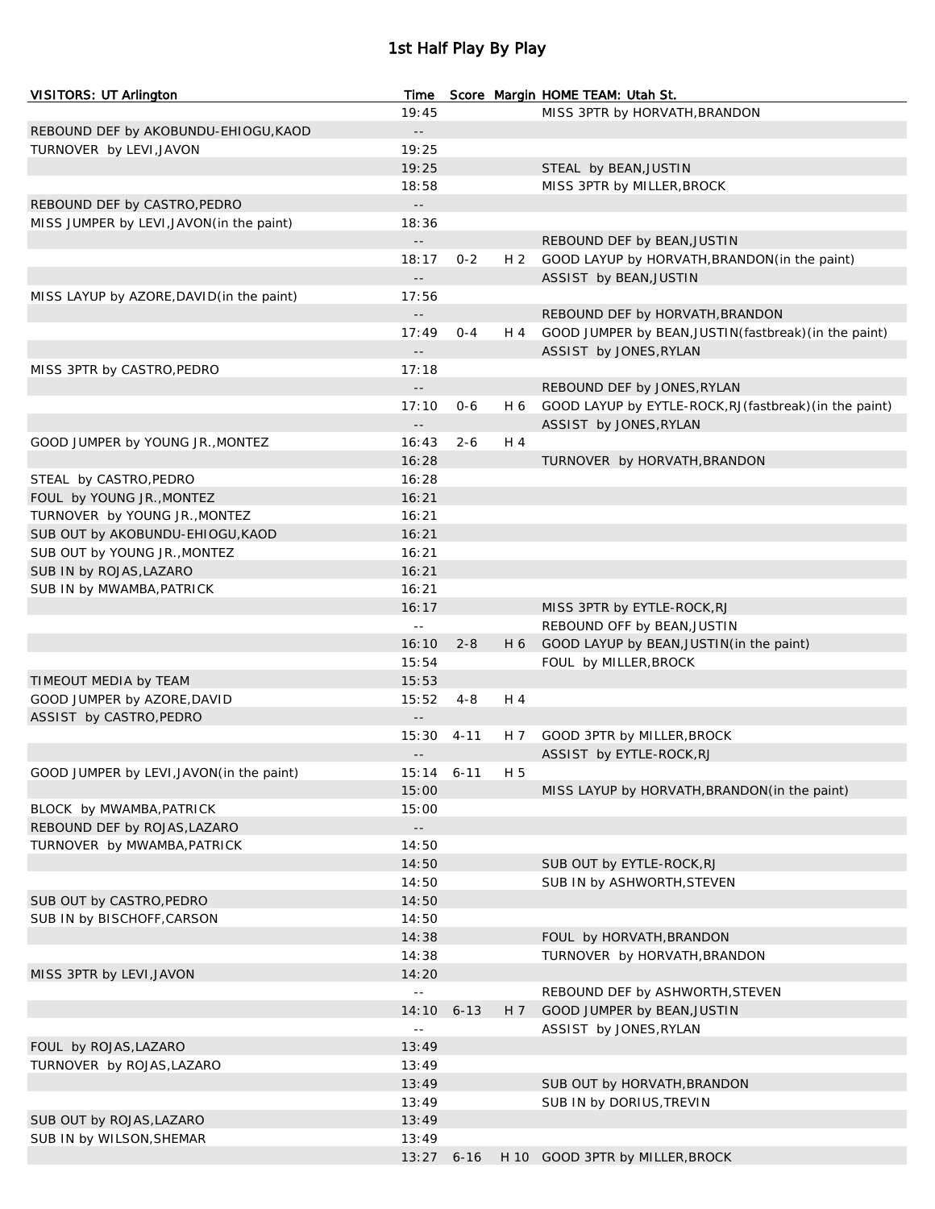# 1st Half Play By Play

| VISITORS: UT Arlington | Time | Score | Margin | HOME TEAM: Utah St. |
|---|---|---|---|---|
| | 19:45 | | | MISS 3PTR by HORVATH,BRANDON |
| REBOUND DEF by AKOBUNDU-EHIOGU,KAOD | -- | | | |
| TURNOVER by LEVI,JAVON | 19:25 | | | |
| | 19:25 | | | STEAL by BEAN,JUSTIN |
| | 18:58 | | | MISS 3PTR by MILLER,BROCK |
| REBOUND DEF by CASTRO,PEDRO | -- | | | |
| MISS JUMPER by LEVI,JAVON(in the paint) | 18:36 | | | |
| | -- | | | REBOUND DEF by BEAN,JUSTIN |
| | 18:17 | 0-2 | H 2 | GOOD LAYUP by HORVATH,BRANDON(in the paint) |
| | -- | | | ASSIST by BEAN,JUSTIN |
| MISS LAYUP by AZORE,DAVID(in the paint) | 17:56 | | | |
| | -- | | | REBOUND DEF by HORVATH,BRANDON |
| | 17:49 | 0-4 | H 4 | GOOD JUMPER by BEAN,JUSTIN(fastbreak)(in the paint) |
| | -- | | | ASSIST by JONES,RYLAN |
| MISS 3PTR by CASTRO,PEDRO | 17:18 | | | |
| | -- | | | REBOUND DEF by JONES,RYLAN |
| | 17:10 | 0-6 | H 6 | GOOD LAYUP by EYTLE-ROCK,RJ(fastbreak)(in the paint) |
| | -- | | | ASSIST by JONES,RYLAN |
| GOOD JUMPER by YOUNG JR.,MONTEZ | 16:43 | 2-6 | H 4 | |
| | 16:28 | | | TURNOVER by HORVATH,BRANDON |
| STEAL by CASTRO,PEDRO | 16:28 | | | |
| FOUL by YOUNG JR.,MONTEZ | 16:21 | | | |
| TURNOVER by YOUNG JR.,MONTEZ | 16:21 | | | |
| SUB OUT by AKOBUNDU-EHIOGU,KAOD | 16:21 | | | |
| SUB OUT by YOUNG JR.,MONTEZ | 16:21 | | | |
| SUB IN by ROJAS,LAZARO | 16:21 | | | |
| SUB IN by MWAMBA,PATRICK | 16:21 | | | |
| | 16:17 | | | MISS 3PTR by EYTLE-ROCK,RJ |
| | -- | | | REBOUND OFF by BEAN,JUSTIN |
| | 16:10 | 2-8 | H 6 | GOOD LAYUP by BEAN,JUSTIN(in the paint) |
| | 15:54 | | | FOUL by MILLER,BROCK |
| TIMEOUT MEDIA by TEAM | 15:53 | | | |
| GOOD JUMPER by AZORE,DAVID | 15:52 | 4-8 | H 4 | |
| ASSIST by CASTRO,PEDRO | -- | | | |
| | 15:30 | 4-11 | H 7 | GOOD 3PTR by MILLER,BROCK |
| | -- | | | ASSIST by EYTLE-ROCK,RJ |
| GOOD JUMPER by LEVI,JAVON(in the paint) | 15:14 | 6-11 | H 5 | |
| | 15:00 | | | MISS LAYUP by HORVATH,BRANDON(in the paint) |
| BLOCK by MWAMBA,PATRICK | 15:00 | | | |
| REBOUND DEF by ROJAS,LAZARO | -- | | | |
| TURNOVER by MWAMBA,PATRICK | 14:50 | | | |
| | 14:50 | | | SUB OUT by EYTLE-ROCK,RJ |
| | 14:50 | | | SUB IN by ASHWORTH,STEVEN |
| SUB OUT by CASTRO,PEDRO | 14:50 | | | |
| SUB IN by BISCHOFF,CARSON | 14:50 | | | |
| | 14:38 | | | FOUL by HORVATH,BRANDON |
| | 14:38 | | | TURNOVER by HORVATH,BRANDON |
| MISS 3PTR by LEVI,JAVON | 14:20 | | | |
| | -- | | | REBOUND DEF by ASHWORTH,STEVEN |
| | 14:10 | 6-13 | H 7 | GOOD JUMPER by BEAN,JUSTIN |
| | -- | | | ASSIST by JONES,RYLAN |
| FOUL by ROJAS,LAZARO | 13:49 | | | |
| TURNOVER by ROJAS,LAZARO | 13:49 | | | |
| | 13:49 | | | SUB OUT by HORVATH,BRANDON |
| | 13:49 | | | SUB IN by DORIUS,TREVIN |
| SUB OUT by ROJAS,LAZARO | 13:49 | | | |
| SUB IN by WILSON,SHEMAR | 13:49 | | | |
| | 13:27 | 6-16 | H 10 | GOOD 3PTR by MILLER,BROCK |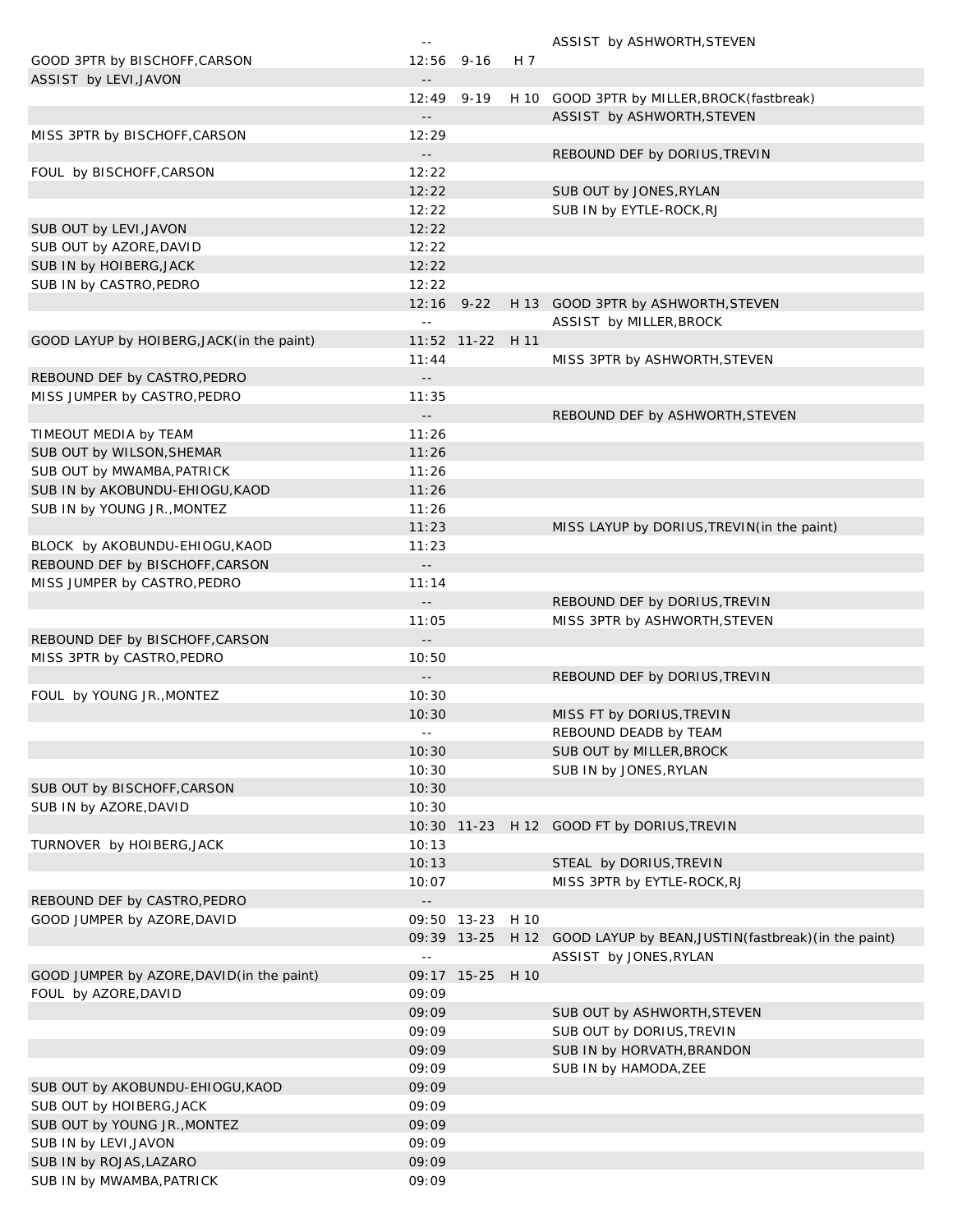| | | | | |
|---|---|---|---|---|
| | -- | | | ASSIST by ASHWORTH,STEVEN |
| GOOD 3PTR by BISCHOFF,CARSON | 12:56 | 9-16 | H 7 | |
| ASSIST by LEVI,JAVON | -- | | | |
| | 12:49 | 9-19 | H 10 | GOOD 3PTR by MILLER,BROCK(fastbreak) |
| | -- | | | ASSIST by ASHWORTH,STEVEN |
| MISS 3PTR by BISCHOFF,CARSON | 12:29 | | | |
| | -- | | | REBOUND DEF by DORIUS,TREVIN |
| FOUL by BISCHOFF,CARSON | 12:22 | | | |
| | 12:22 | | | SUB OUT by JONES,RYLAN |
| | 12:22 | | | SUB IN by EYTLE-ROCK,RJ |
| SUB OUT by LEVI,JAVON | 12:22 | | | |
| SUB OUT by AZORE,DAVID | 12:22 | | | |
| SUB IN by HOIBERG,JACK | 12:22 | | | |
| SUB IN by CASTRO,PEDRO | 12:22 | | | |
| | 12:16 | 9-22 | H 13 | GOOD 3PTR by ASHWORTH,STEVEN |
| | -- | | | ASSIST by MILLER,BROCK |
| GOOD LAYUP by HOIBERG,JACK(in the paint) | 11:52 | 11-22 | H 11 | |
| | 11:44 | | | MISS 3PTR by ASHWORTH,STEVEN |
| REBOUND DEF by CASTRO,PEDRO | -- | | | |
| MISS JUMPER by CASTRO,PEDRO | 11:35 | | | |
| | -- | | | REBOUND DEF by ASHWORTH,STEVEN |
| TIMEOUT MEDIA by TEAM | 11:26 | | | |
| SUB OUT by WILSON,SHEMAR | 11:26 | | | |
| SUB OUT by MWAMBA,PATRICK | 11:26 | | | |
| SUB IN by AKOBUNDU-EHIOGU,KAOD | 11:26 | | | |
| SUB IN by YOUNG JR.,MONTEZ | 11:26 | | | |
| | 11:23 | | | MISS LAYUP by DORIUS,TREVIN(in the paint) |
| BLOCK by AKOBUNDU-EHIOGU,KAOD | 11:23 | | | |
| REBOUND DEF by BISCHOFF,CARSON | -- | | | |
| MISS JUMPER by CASTRO,PEDRO | 11:14 | | | |
| | -- | | | REBOUND DEF by DORIUS,TREVIN |
| | 11:05 | | | MISS 3PTR by ASHWORTH,STEVEN |
| REBOUND DEF by BISCHOFF,CARSON | -- | | | |
| MISS 3PTR by CASTRO,PEDRO | 10:50 | | | |
| | -- | | | REBOUND DEF by DORIUS,TREVIN |
| FOUL by YOUNG JR.,MONTEZ | 10:30 | | | |
| | 10:30 | | | MISS FT by DORIUS,TREVIN |
| | -- | | | REBOUND DEADB by TEAM |
| | 10:30 | | | SUB OUT by MILLER,BROCK |
| | 10:30 | | | SUB IN by JONES,RYLAN |
| SUB OUT by BISCHOFF,CARSON | 10:30 | | | |
| SUB IN by AZORE,DAVID | 10:30 | | | |
| | 10:30 | 11-23 | H 12 | GOOD FT by DORIUS,TREVIN |
| TURNOVER by HOIBERG,JACK | 10:13 | | | |
| | 10:13 | | | STEAL by DORIUS,TREVIN |
| | 10:07 | | | MISS 3PTR by EYTLE-ROCK,RJ |
| REBOUND DEF by CASTRO,PEDRO | -- | | | |
| GOOD JUMPER by AZORE,DAVID | 09:50 | 13-23 | H 10 | |
| | 09:39 | 13-25 | H 12 | GOOD LAYUP by BEAN,JUSTIN(fastbreak)(in the paint) |
| | -- | | | ASSIST by JONES,RYLAN |
| GOOD JUMPER by AZORE,DAVID(in the paint) | 09:17 | 15-25 | H 10 | |
| FOUL by AZORE,DAVID | 09:09 | | | |
| | 09:09 | | | SUB OUT by ASHWORTH,STEVEN |
| | 09:09 | | | SUB OUT by DORIUS,TREVIN |
| | 09:09 | | | SUB IN by HORVATH,BRANDON |
| | 09:09 | | | SUB IN by HAMODA,ZEE |
| SUB OUT by AKOBUNDU-EHIOGU,KAOD | 09:09 | | | |
| SUB OUT by HOIBERG,JACK | 09:09 | | | |
| SUB OUT by YOUNG JR.,MONTEZ | 09:09 | | | |
| SUB IN by LEVI,JAVON | 09:09 | | | |
| SUB IN by ROJAS,LAZARO | 09:09 | | | |
| SUB IN by MWAMBA,PATRICK | 09:09 | | | |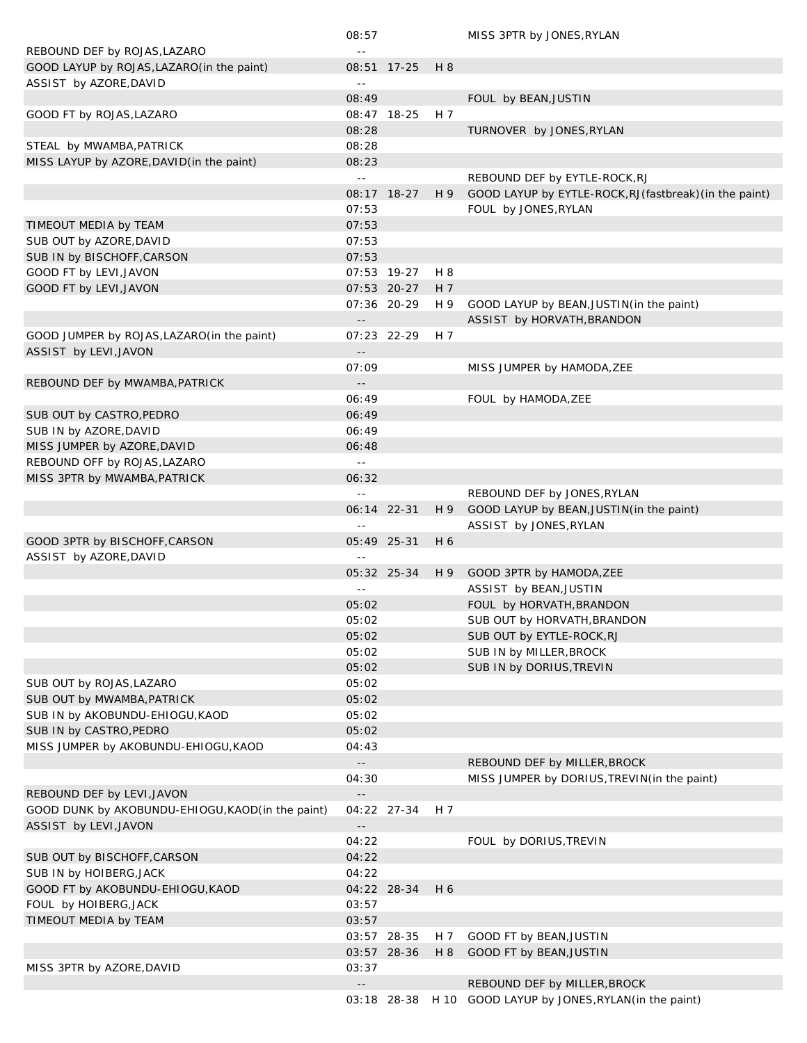| | | | | |
|---|---|---|---|---|
| | 08:57 | | | MISS 3PTR by JONES,RYLAN |
| REBOUND DEF by ROJAS,LAZARO | -- | | | |
| GOOD LAYUP by ROJAS,LAZARO(in the paint) | 08:51 | 17-25 | H 8 | |
| ASSIST by AZORE,DAVID | -- | | | |
| | 08:49 | | | FOUL by BEAN,JUSTIN |
| GOOD FT by ROJAS,LAZARO | 08:47 | 18-25 | H 7 | |
| | 08:28 | | | TURNOVER by JONES,RYLAN |
| STEAL by MWAMBA,PATRICK | 08:28 | | | |
| MISS LAYUP by AZORE,DAVID(in the paint) | 08:23 | | | |
| | -- | | | REBOUND DEF by EYTLE-ROCK,RJ |
| | 08:17 | 18-27 | H 9 | GOOD LAYUP by EYTLE-ROCK,RJ(fastbreak)(in the paint) |
| | 07:53 | | | FOUL by JONES,RYLAN |
| TIMEOUT MEDIA by TEAM | 07:53 | | | |
| SUB OUT by AZORE,DAVID | 07:53 | | | |
| SUB IN by BISCHOFF,CARSON | 07:53 | | | |
| GOOD FT by LEVI,JAVON | 07:53 | 19-27 | H 8 | |
| GOOD FT by LEVI,JAVON | 07:53 | 20-27 | H 7 | |
| | 07:36 | 20-29 | H 9 | GOOD LAYUP by BEAN,JUSTIN(in the paint) |
| | -- | | | ASSIST by HORVATH,BRANDON |
| GOOD JUMPER by ROJAS,LAZARO(in the paint) | 07:23 | 22-29 | H 7 | |
| ASSIST by LEVI,JAVON | -- | | | |
| | 07:09 | | | MISS JUMPER by HAMODA,ZEE |
| REBOUND DEF by MWAMBA,PATRICK | -- | | | |
| | 06:49 | | | FOUL by HAMODA,ZEE |
| SUB OUT by CASTRO,PEDRO | 06:49 | | | |
| SUB IN by AZORE,DAVID | 06:49 | | | |
| MISS JUMPER by AZORE,DAVID | 06:48 | | | |
| REBOUND OFF by ROJAS,LAZARO | -- | | | |
| MISS 3PTR by MWAMBA,PATRICK | 06:32 | | | |
| | -- | | | REBOUND DEF by JONES,RYLAN |
| | 06:14 | 22-31 | H 9 | GOOD LAYUP by BEAN,JUSTIN(in the paint) |
| | -- | | | ASSIST by JONES,RYLAN |
| GOOD 3PTR by BISCHOFF,CARSON | 05:49 | 25-31 | H 6 | |
| ASSIST by AZORE,DAVID | -- | | | |
| | 05:32 | 25-34 | H 9 | GOOD 3PTR by HAMODA,ZEE |
| | -- | | | ASSIST by BEAN,JUSTIN |
| | 05:02 | | | FOUL by HORVATH,BRANDON |
| | 05:02 | | | SUB OUT by HORVATH,BRANDON |
| | 05:02 | | | SUB OUT by EYTLE-ROCK,RJ |
| | 05:02 | | | SUB IN by MILLER,BROCK |
| | 05:02 | | | SUB IN by DORIUS,TREVIN |
| SUB OUT by ROJAS,LAZARO | 05:02 | | | |
| SUB OUT by MWAMBA,PATRICK | 05:02 | | | |
| SUB IN by AKOBUNDU-EHIOGU,KAOD | 05:02 | | | |
| SUB IN by CASTRO,PEDRO | 05:02 | | | |
| MISS JUMPER by AKOBUNDU-EHIOGU,KAOD | 04:43 | | | |
| | -- | | | REBOUND DEF by MILLER,BROCK |
| | 04:30 | | | MISS JUMPER by DORIUS,TREVIN(in the paint) |
| REBOUND DEF by LEVI,JAVON | -- | | | |
| GOOD DUNK by AKOBUNDU-EHIOGU,KAOD(in the paint) | 04:22 | 27-34 | H 7 | |
| ASSIST by LEVI,JAVON | -- | | | |
| | 04:22 | | | FOUL by DORIUS,TREVIN |
| SUB OUT by BISCHOFF,CARSON | 04:22 | | | |
| SUB IN by HOIBERG,JACK | 04:22 | | | |
| GOOD FT by AKOBUNDU-EHIOGU,KAOD | 04:22 | 28-34 | H 6 | |
| FOUL by HOIBERG,JACK | 03:57 | | | |
| TIMEOUT MEDIA by TEAM | 03:57 | | | |
| | 03:57 | 28-35 | H 7 | GOOD FT by BEAN,JUSTIN |
| | 03:57 | 28-36 | H 8 | GOOD FT by BEAN,JUSTIN |
| MISS 3PTR by AZORE,DAVID | 03:37 | | | |
| | -- | | | REBOUND DEF by MILLER,BROCK |
| | 03:18 | 28-38 | H 10 | GOOD LAYUP by JONES,RYLAN(in the paint) |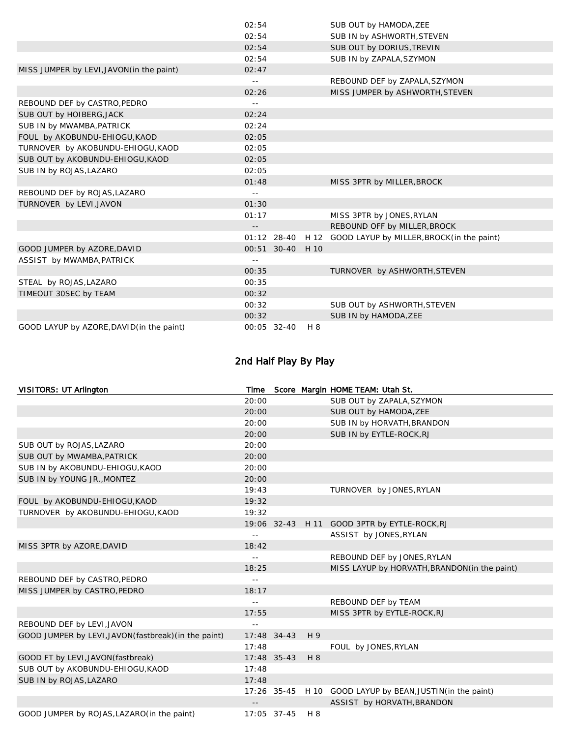| | | | | |
|---|---|---|---|---|
| | 02:54 | | | SUB OUT by HAMODA,ZEE |
| | 02:54 | | | SUB IN by ASHWORTH,STEVEN |
| | 02:54 | | | SUB OUT by DORIUS,TREVIN |
| | 02:54 | | | SUB IN by ZAPALA,SZYMON |
| MISS JUMPER by LEVI,JAVON(in the paint) | 02:47 | | | |
| | -- | | | REBOUND DEF by ZAPALA,SZYMON |
| | 02:26 | | | MISS JUMPER by ASHWORTH,STEVEN |
| REBOUND DEF by CASTRO,PEDRO | -- | | | |
| SUB OUT by HOIBERG,JACK | 02:24 | | | |
| SUB IN by MWAMBA,PATRICK | 02:24 | | | |
| FOUL by AKOBUNDU-EHIOGU,KAOD | 02:05 | | | |
| TURNOVER by AKOBUNDU-EHIOGU,KAOD | 02:05 | | | |
| SUB OUT by AKOBUNDU-EHIOGU,KAOD | 02:05 | | | |
| SUB IN by ROJAS,LAZARO | 02:05 | | | |
| | 01:48 | | | MISS 3PTR by MILLER,BROCK |
| REBOUND DEF by ROJAS,LAZARO | -- | | | |
| TURNOVER by LEVI,JAVON | 01:30 | | | |
| | 01:17 | | | MISS 3PTR by JONES,RYLAN |
| | -- | | | REBOUND OFF by MILLER,BROCK |
| | 01:12 | 28-40 | H 12 | GOOD LAYUP by MILLER,BROCK(in the paint) |
| GOOD JUMPER by AZORE,DAVID | 00:51 | 30-40 | H 10 | |
| ASSIST by MWAMBA,PATRICK | -- | | | |
| | 00:35 | | | TURNOVER by ASHWORTH,STEVEN |
| STEAL by ROJAS,LAZARO | 00:35 | | | |
| TIMEOUT 30SEC by TEAM | 00:32 | | | |
| | 00:32 | | | SUB OUT by ASHWORTH,STEVEN |
| | 00:32 | | | SUB IN by HAMODA,ZEE |
| GOOD LAYUP by AZORE,DAVID(in the paint) | 00:05 | 32-40 | H 8 | |

## 2nd Half Play By Play

| VISITORS: UT Arlington | Time | Score | Margin | HOME TEAM: Utah St. |
|---|---|---|---|---|
| | 20:00 | | | SUB OUT by ZAPALA,SZYMON |
| | 20:00 | | | SUB OUT by HAMODA,ZEE |
| | 20:00 | | | SUB IN by HORVATH,BRANDON |
| | 20:00 | | | SUB IN by EYTLE-ROCK,RJ |
| SUB OUT by ROJAS,LAZARO | 20:00 | | | |
| SUB OUT by MWAMBA,PATRICK | 20:00 | | | |
| SUB IN by AKOBUNDU-EHIOGU,KAOD | 20:00 | | | |
| SUB IN by YOUNG JR.,MONTEZ | 20:00 | | | |
| | 19:43 | | | TURNOVER by JONES,RYLAN |
| FOUL by AKOBUNDU-EHIOGU,KAOD | 19:32 | | | |
| TURNOVER by AKOBUNDU-EHIOGU,KAOD | 19:32 | | | |
| | 19:06 | 32-43 | H 11 | GOOD 3PTR by EYTLE-ROCK,RJ |
| | -- | | | ASSIST by JONES,RYLAN |
| MISS 3PTR by AZORE,DAVID | 18:42 | | | |
| | -- | | | REBOUND DEF by JONES,RYLAN |
| | 18:25 | | | MISS LAYUP by HORVATH,BRANDON(in the paint) |
| REBOUND DEF by CASTRO,PEDRO | -- | | | |
| MISS JUMPER by CASTRO,PEDRO | 18:17 | | | |
| | -- | | | REBOUND DEF by TEAM |
| | 17:55 | | | MISS 3PTR by EYTLE-ROCK,RJ |
| REBOUND DEF by LEVI,JAVON | -- | | | |
| GOOD JUMPER by LEVI,JAVON(fastbreak)(in the paint) | 17:48 | 34-43 | H 9 | |
| | 17:48 | | | FOUL by JONES,RYLAN |
| GOOD FT by LEVI,JAVON(fastbreak) | 17:48 | 35-43 | H 8 | |
| SUB OUT by AKOBUNDU-EHIOGU,KAOD | 17:48 | | | |
| SUB IN by ROJAS,LAZARO | 17:48 | | | |
| | 17:26 | 35-45 | H 10 | GOOD LAYUP by BEAN,JUSTIN(in the paint) |
| | -- | | | ASSIST by HORVATH,BRANDON |
| GOOD JUMPER by ROJAS,LAZARO(in the paint) | 17:05 | 37-45 | H 8 | |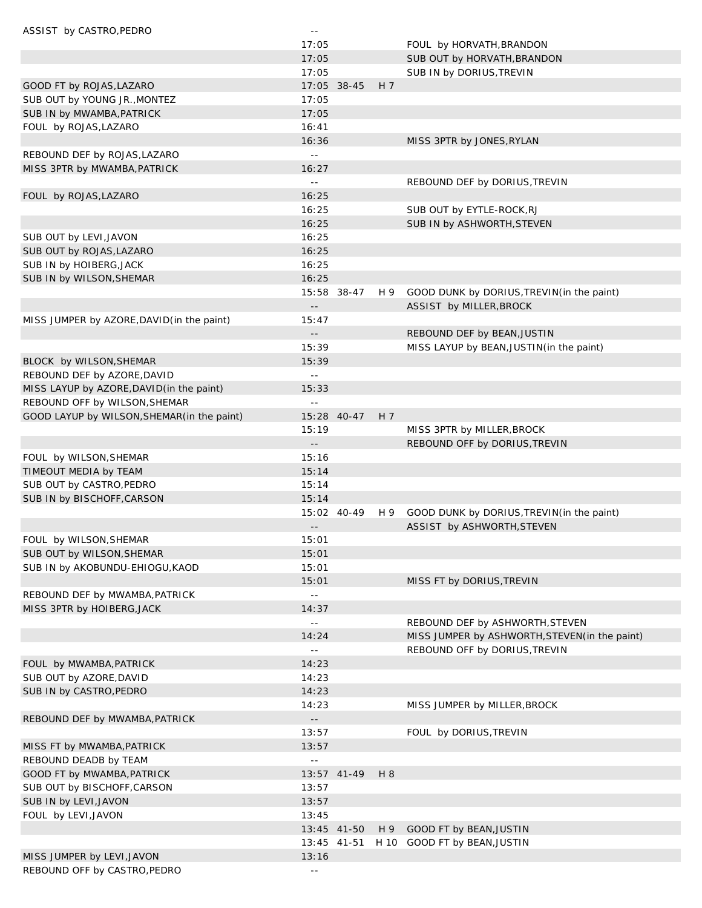| | | | | |
|---|---|---|---|---|
| ASSIST by CASTRO,PEDRO | -- | | | |
| | 17:05 | | | FOUL by HORVATH,BRANDON |
| | 17:05 | | | SUB OUT by HORVATH,BRANDON |
| | 17:05 | | | SUB IN by DORIUS,TREVIN |
| GOOD FT by ROJAS,LAZARO | 17:05 | 38-45 | H 7 | |
| SUB OUT by YOUNG JR.,MONTEZ | 17:05 | | | |
| SUB IN by MWAMBA,PATRICK | 17:05 | | | |
| FOUL by ROJAS,LAZARO | 16:41 | | | |
| | 16:36 | | | MISS 3PTR by JONES,RYLAN |
| REBOUND DEF by ROJAS,LAZARO | -- | | | |
| MISS 3PTR by MWAMBA,PATRICK | 16:27 | | | |
| | -- | | | REBOUND DEF by DORIUS,TREVIN |
| FOUL by ROJAS,LAZARO | 16:25 | | | |
| | 16:25 | | | SUB OUT by EYTLE-ROCK,RJ |
| | 16:25 | | | SUB IN by ASHWORTH,STEVEN |
| SUB OUT by LEVI,JAVON | 16:25 | | | |
| SUB OUT by ROJAS,LAZARO | 16:25 | | | |
| SUB IN by HOIBERG,JACK | 16:25 | | | |
| SUB IN by WILSON,SHEMAR | 16:25 | | | |
| | 15:58 | 38-47 | H 9 | GOOD DUNK by DORIUS,TREVIN(in the paint) |
| | -- | | | ASSIST by MILLER,BROCK |
| MISS JUMPER by AZORE,DAVID(in the paint) | 15:47 | | | |
| | -- | | | REBOUND DEF by BEAN,JUSTIN |
| | 15:39 | | | MISS LAYUP by BEAN,JUSTIN(in the paint) |
| BLOCK by WILSON,SHEMAR | 15:39 | | | |
| REBOUND DEF by AZORE,DAVID | -- | | | |
| MISS LAYUP by AZORE,DAVID(in the paint) | 15:33 | | | |
| REBOUND OFF by WILSON,SHEMAR | -- | | | |
| GOOD LAYUP by WILSON,SHEMAR(in the paint) | 15:28 | 40-47 | H 7 | |
| | 15:19 | | | MISS 3PTR by MILLER,BROCK |
| | -- | | | REBOUND OFF by DORIUS,TREVIN |
| FOUL by WILSON,SHEMAR | 15:16 | | | |
| TIMEOUT MEDIA by TEAM | 15:14 | | | |
| SUB OUT by CASTRO,PEDRO | 15:14 | | | |
| SUB IN by BISCHOFF,CARSON | 15:14 | | | |
| | 15:02 | 40-49 | H 9 | GOOD DUNK by DORIUS,TREVIN(in the paint) |
| | -- | | | ASSIST by ASHWORTH,STEVEN |
| FOUL by WILSON,SHEMAR | 15:01 | | | |
| SUB OUT by WILSON,SHEMAR | 15:01 | | | |
| SUB IN by AKOBUNDU-EHIOGU,KAOD | 15:01 | | | |
| | 15:01 | | | MISS FT by DORIUS,TREVIN |
| REBOUND DEF by MWAMBA,PATRICK | -- | | | |
| MISS 3PTR by HOIBERG,JACK | 14:37 | | | |
| | -- | | | REBOUND DEF by ASHWORTH,STEVEN |
| | 14:24 | | | MISS JUMPER by ASHWORTH,STEVEN(in the paint) |
| | -- | | | REBOUND OFF by DORIUS,TREVIN |
| FOUL by MWAMBA,PATRICK | 14:23 | | | |
| SUB OUT by AZORE,DAVID | 14:23 | | | |
| SUB IN by CASTRO,PEDRO | 14:23 | | | |
| | 14:23 | | | MISS JUMPER by MILLER,BROCK |
| REBOUND DEF by MWAMBA,PATRICK | -- | | | |
| | 13:57 | | | FOUL by DORIUS,TREVIN |
| MISS FT by MWAMBA,PATRICK | 13:57 | | | |
| REBOUND DEADB by TEAM | -- | | | |
| GOOD FT by MWAMBA,PATRICK | 13:57 | 41-49 | H 8 | |
| SUB OUT by BISCHOFF,CARSON | 13:57 | | | |
| SUB IN by LEVI,JAVON | 13:57 | | | |
| FOUL by LEVI,JAVON | 13:45 | | | |
| | 13:45 | 41-50 | H 9 | GOOD FT by BEAN,JUSTIN |
| | 13:45 | 41-51 | H 10 | GOOD FT by BEAN,JUSTIN |
| MISS JUMPER by LEVI,JAVON | 13:16 | | | |
| REBOUND OFF by CASTRO,PEDRO | -- | | | |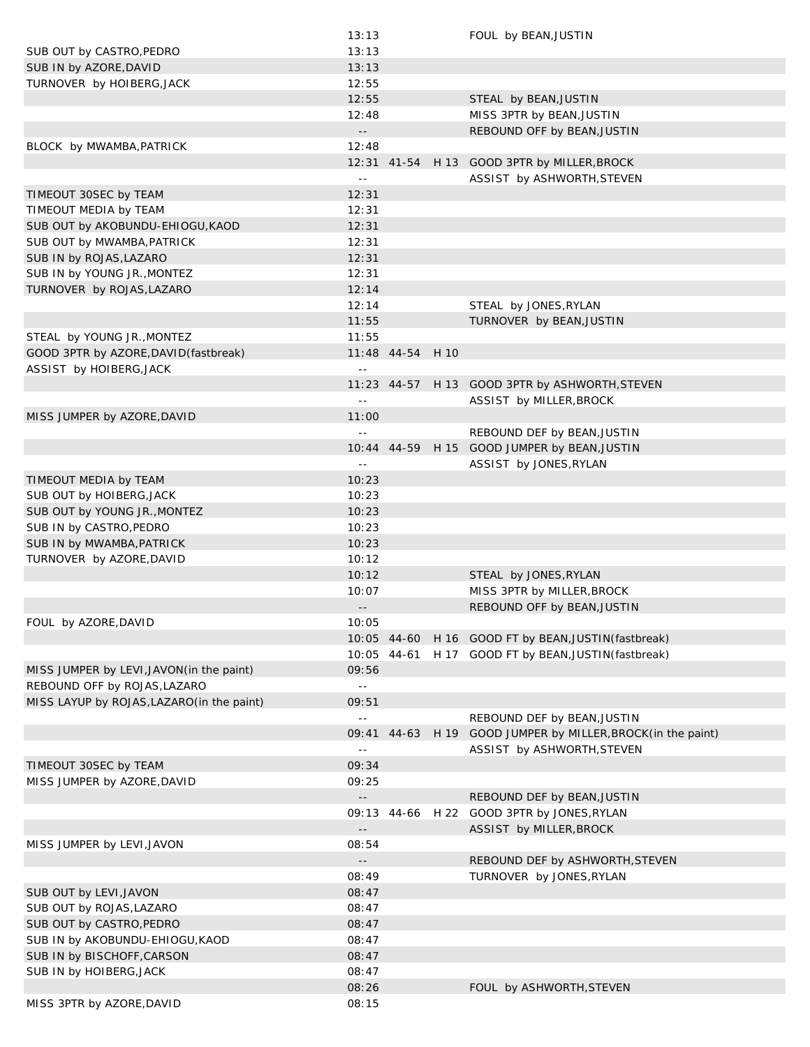| | | | | |
|---|---|---|---|---|
| | 13:13 | | | FOUL by BEAN,JUSTIN |
| SUB OUT by CASTRO,PEDRO | 13:13 | | | |
| SUB IN by AZORE,DAVID | 13:13 | | | |
| TURNOVER by HOIBERG,JACK | 12:55 | | | |
| | 12:55 | | | STEAL by BEAN,JUSTIN |
| | 12:48 | | | MISS 3PTR by BEAN,JUSTIN |
| | -- | | | REBOUND OFF by BEAN,JUSTIN |
| BLOCK by MWAMBA,PATRICK | 12:48 | | | |
| | 12:31 | 41-54 | H 13 | GOOD 3PTR by MILLER,BROCK |
| | -- | | | ASSIST by ASHWORTH,STEVEN |
| TIMEOUT 30SEC by TEAM | 12:31 | | | |
| TIMEOUT MEDIA by TEAM | 12:31 | | | |
| SUB OUT by AKOBUNDU-EHIOGU,KAOD | 12:31 | | | |
| SUB OUT by MWAMBA,PATRICK | 12:31 | | | |
| SUB IN by ROJAS,LAZARO | 12:31 | | | |
| SUB IN by YOUNG JR.,MONTEZ | 12:31 | | | |
| TURNOVER by ROJAS,LAZARO | 12:14 | | | |
| | 12:14 | | | STEAL by JONES,RYLAN |
| | 11:55 | | | TURNOVER by BEAN,JUSTIN |
| STEAL by YOUNG JR.,MONTEZ | 11:55 | | | |
| GOOD 3PTR by AZORE,DAVID(fastbreak) | 11:48 | 44-54 | H 10 | |
| ASSIST by HOIBERG,JACK | -- | | | |
| | 11:23 | 44-57 | H 13 | GOOD 3PTR by ASHWORTH,STEVEN |
| | -- | | | ASSIST by MILLER,BROCK |
| MISS JUMPER by AZORE,DAVID | 11:00 | | | |
| | -- | | | REBOUND DEF by BEAN,JUSTIN |
| | 10:44 | 44-59 | H 15 | GOOD JUMPER by BEAN,JUSTIN |
| | -- | | | ASSIST by JONES,RYLAN |
| TIMEOUT MEDIA by TEAM | 10:23 | | | |
| SUB OUT by HOIBERG,JACK | 10:23 | | | |
| SUB OUT by YOUNG JR.,MONTEZ | 10:23 | | | |
| SUB IN by CASTRO,PEDRO | 10:23 | | | |
| SUB IN by MWAMBA,PATRICK | 10:23 | | | |
| TURNOVER by AZORE,DAVID | 10:12 | | | |
| | 10:12 | | | STEAL by JONES,RYLAN |
| | 10:07 | | | MISS 3PTR by MILLER,BROCK |
| | -- | | | REBOUND OFF by BEAN,JUSTIN |
| FOUL by AZORE,DAVID | 10:05 | | | |
| | 10:05 | 44-60 | H 16 | GOOD FT by BEAN,JUSTIN(fastbreak) |
| | 10:05 | 44-61 | H 17 | GOOD FT by BEAN,JUSTIN(fastbreak) |
| MISS JUMPER by LEVI,JAVON(in the paint) | 09:56 | | | |
| REBOUND OFF by ROJAS,LAZARO | -- | | | |
| MISS LAYUP by ROJAS,LAZARO(in the paint) | 09:51 | | | |
| | -- | | | REBOUND DEF by BEAN,JUSTIN |
| | 09:41 | 44-63 | H 19 | GOOD JUMPER by MILLER,BROCK(in the paint) |
| | -- | | | ASSIST by ASHWORTH,STEVEN |
| TIMEOUT 30SEC by TEAM | 09:34 | | | |
| MISS JUMPER by AZORE,DAVID | 09:25 | | | |
| | -- | | | REBOUND DEF by BEAN,JUSTIN |
| | 09:13 | 44-66 | H 22 | GOOD 3PTR by JONES,RYLAN |
| | -- | | | ASSIST by MILLER,BROCK |
| MISS JUMPER by LEVI,JAVON | 08:54 | | | |
| | -- | | | REBOUND DEF by ASHWORTH,STEVEN |
| | 08:49 | | | TURNOVER by JONES,RYLAN |
| SUB OUT by LEVI,JAVON | 08:47 | | | |
| SUB OUT by ROJAS,LAZARO | 08:47 | | | |
| SUB OUT by CASTRO,PEDRO | 08:47 | | | |
| SUB IN by AKOBUNDU-EHIOGU,KAOD | 08:47 | | | |
| SUB IN by BISCHOFF,CARSON | 08:47 | | | |
| SUB IN by HOIBERG,JACK | 08:47 | | | |
| | 08:26 | | | FOUL by ASHWORTH,STEVEN |
| MISS 3PTR by AZORE,DAVID | 08:15 | | | |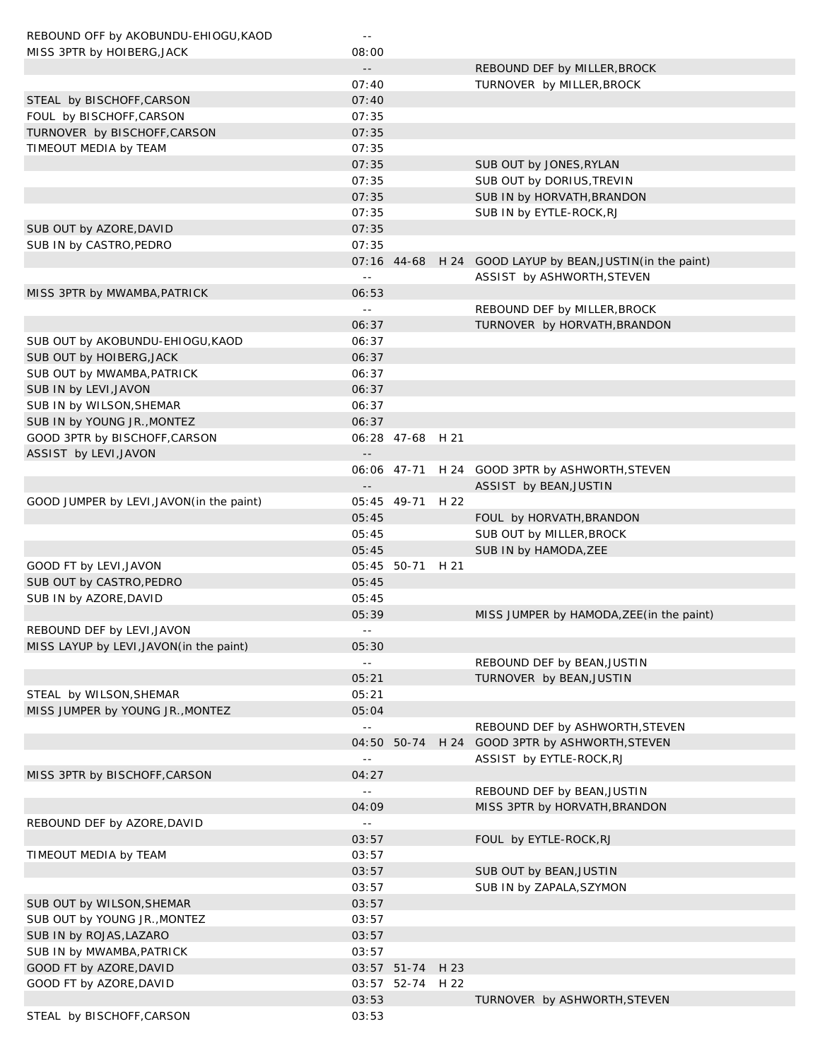| | | | | |
|---|---|---|---|---|
| REBOUND OFF by AKOBUNDU-EHIOGU,KAOD | -- | | | |
| MISS 3PTR by HOIBERG,JACK | 08:00 | | | |
| | -- | | | REBOUND DEF by MILLER,BROCK |
| | 07:40 | | | TURNOVER by MILLER,BROCK |
| STEAL by BISCHOFF,CARSON | 07:40 | | | |
| FOUL by BISCHOFF,CARSON | 07:35 | | | |
| TURNOVER by BISCHOFF,CARSON | 07:35 | | | |
| TIMEOUT MEDIA by TEAM | 07:35 | | | |
| | 07:35 | | | SUB OUT by JONES,RYLAN |
| | 07:35 | | | SUB OUT by DORIUS,TREVIN |
| | 07:35 | | | SUB IN by HORVATH,BRANDON |
| | 07:35 | | | SUB IN by EYTLE-ROCK,RJ |
| SUB OUT by AZORE,DAVID | 07:35 | | | |
| SUB IN by CASTRO,PEDRO | 07:35 | | | |
| | 07:16 | 44-68 | H 24 | GOOD LAYUP by BEAN,JUSTIN(in the paint) |
| | -- | | | ASSIST by ASHWORTH,STEVEN |
| MISS 3PTR by MWAMBA,PATRICK | 06:53 | | | |
| | -- | | | REBOUND DEF by MILLER,BROCK |
| | 06:37 | | | TURNOVER by HORVATH,BRANDON |
| SUB OUT by AKOBUNDU-EHIOGU,KAOD | 06:37 | | | |
| SUB OUT by HOIBERG,JACK | 06:37 | | | |
| SUB OUT by MWAMBA,PATRICK | 06:37 | | | |
| SUB IN by LEVI,JAVON | 06:37 | | | |
| SUB IN by WILSON,SHEMAR | 06:37 | | | |
| SUB IN by YOUNG JR.,MONTEZ | 06:37 | | | |
| GOOD 3PTR by BISCHOFF,CARSON | 06:28 | 47-68 | H 21 | |
| ASSIST by LEVI,JAVON | -- | | | |
| | 06:06 | 47-71 | H 24 | GOOD 3PTR by ASHWORTH,STEVEN |
| | -- | | | ASSIST by BEAN,JUSTIN |
| GOOD JUMPER by LEVI,JAVON(in the paint) | 05:45 | 49-71 | H 22 | |
| | 05:45 | | | FOUL by HORVATH,BRANDON |
| | 05:45 | | | SUB OUT by MILLER,BROCK |
| | 05:45 | | | SUB IN by HAMODA,ZEE |
| GOOD FT by LEVI,JAVON | 05:45 | 50-71 | H 21 | |
| SUB OUT by CASTRO,PEDRO | 05:45 | | | |
| SUB IN by AZORE,DAVID | 05:45 | | | |
| | 05:39 | | | MISS JUMPER by HAMODA,ZEE(in the paint) |
| REBOUND DEF by LEVI,JAVON | -- | | | |
| MISS LAYUP by LEVI,JAVON(in the paint) | 05:30 | | | |
| | -- | | | REBOUND DEF by BEAN,JUSTIN |
| | 05:21 | | | TURNOVER by BEAN,JUSTIN |
| STEAL by WILSON,SHEMAR | 05:21 | | | |
| MISS JUMPER by YOUNG JR.,MONTEZ | 05:04 | | | |
| | -- | | | REBOUND DEF by ASHWORTH,STEVEN |
| | 04:50 | 50-74 | H 24 | GOOD 3PTR by ASHWORTH,STEVEN |
| | -- | | | ASSIST by EYTLE-ROCK,RJ |
| MISS 3PTR by BISCHOFF,CARSON | 04:27 | | | |
| | -- | | | REBOUND DEF by BEAN,JUSTIN |
| | 04:09 | | | MISS 3PTR by HORVATH,BRANDON |
| REBOUND DEF by AZORE,DAVID | -- | | | |
| | 03:57 | | | FOUL by EYTLE-ROCK,RJ |
| TIMEOUT MEDIA by TEAM | 03:57 | | | |
| | 03:57 | | | SUB OUT by BEAN,JUSTIN |
| | 03:57 | | | SUB IN by ZAPALA,SZYMON |
| SUB OUT by WILSON,SHEMAR | 03:57 | | | |
| SUB OUT by YOUNG JR.,MONTEZ | 03:57 | | | |
| SUB IN by ROJAS,LAZARO | 03:57 | | | |
| SUB IN by MWAMBA,PATRICK | 03:57 | | | |
| GOOD FT by AZORE,DAVID | 03:57 | 51-74 | H 23 | |
| GOOD FT by AZORE,DAVID | 03:57 | 52-74 | H 22 | |
| | 03:53 | | | TURNOVER by ASHWORTH,STEVEN |
| STEAL by BISCHOFF,CARSON | 03:53 | | | |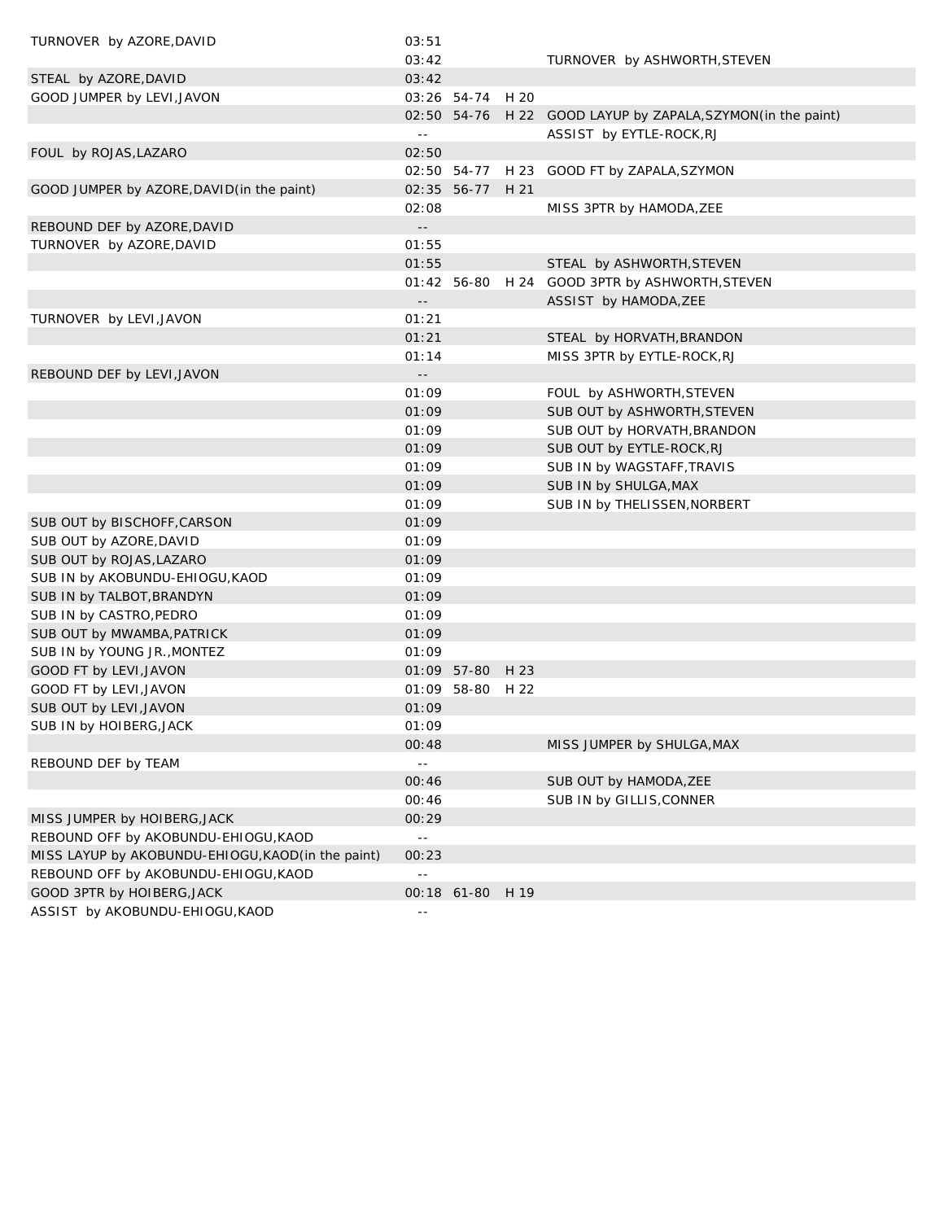| | | | | |
|---|---|---|---|---|
| TURNOVER by AZORE,DAVID | 03:51 | | | |
| | 03:42 | | | TURNOVER by ASHWORTH,STEVEN |
| STEAL by AZORE,DAVID | 03:42 | | | |
| GOOD JUMPER by LEVI,JAVON | 03:26 | 54-74 | H 20 | |
| | 02:50 | 54-76 | H 22 | GOOD LAYUP by ZAPALA,SZYMON(in the paint) |
| | -- | | | ASSIST by EYTLE-ROCK,RJ |
| FOUL by ROJAS,LAZARO | 02:50 | | | |
| | 02:50 | 54-77 | H 23 | GOOD FT by ZAPALA,SZYMON |
| GOOD JUMPER by AZORE,DAVID(in the paint) | 02:35 | 56-77 | H 21 | |
| | 02:08 | | | MISS 3PTR by HAMODA,ZEE |
| REBOUND DEF by AZORE,DAVID | -- | | | |
| TURNOVER by AZORE,DAVID | 01:55 | | | |
| | 01:55 | | | STEAL by ASHWORTH,STEVEN |
| | 01:42 | 56-80 | H 24 | GOOD 3PTR by ASHWORTH,STEVEN |
| | -- | | | ASSIST by HAMODA,ZEE |
| TURNOVER by LEVI,JAVON | 01:21 | | | |
| | 01:21 | | | STEAL by HORVATH,BRANDON |
| | 01:14 | | | MISS 3PTR by EYTLE-ROCK,RJ |
| REBOUND DEF by LEVI,JAVON | -- | | | |
| | 01:09 | | | FOUL by ASHWORTH,STEVEN |
| | 01:09 | | | SUB OUT by ASHWORTH,STEVEN |
| | 01:09 | | | SUB OUT by HORVATH,BRANDON |
| | 01:09 | | | SUB OUT by EYTLE-ROCK,RJ |
| | 01:09 | | | SUB IN by WAGSTAFF,TRAVIS |
| | 01:09 | | | SUB IN by SHULGA,MAX |
| | 01:09 | | | SUB IN by THELISSEN,NORBERT |
| SUB OUT by BISCHOFF,CARSON | 01:09 | | | |
| SUB OUT by AZORE,DAVID | 01:09 | | | |
| SUB OUT by ROJAS,LAZARO | 01:09 | | | |
| SUB IN by AKOBUNDU-EHIOGU,KAOD | 01:09 | | | |
| SUB IN by TALBOT,BRANDYN | 01:09 | | | |
| SUB IN by CASTRO,PEDRO | 01:09 | | | |
| SUB OUT by MWAMBA,PATRICK | 01:09 | | | |
| SUB IN by YOUNG JR.,MONTEZ | 01:09 | | | |
| GOOD FT by LEVI,JAVON | 01:09 | 57-80 | H 23 | |
| GOOD FT by LEVI,JAVON | 01:09 | 58-80 | H 22 | |
| SUB OUT by LEVI,JAVON | 01:09 | | | |
| SUB IN by HOIBERG,JACK | 01:09 | | | |
| | 00:48 | | | MISS JUMPER by SHULGA,MAX |
| REBOUND DEF by TEAM | -- | | | |
| | 00:46 | | | SUB OUT by HAMODA,ZEE |
| | 00:46 | | | SUB IN by GILLIS,CONNER |
| MISS JUMPER by HOIBERG,JACK | 00:29 | | | |
| REBOUND OFF by AKOBUNDU-EHIOGU,KAOD | -- | | | |
| MISS LAYUP by AKOBUNDU-EHIOGU,KAOD(in the paint) | 00:23 | | | |
| REBOUND OFF by AKOBUNDU-EHIOGU,KAOD | -- | | | |
| GOOD 3PTR by HOIBERG,JACK | 00:18 | 61-80 | H 19 | |
| ASSIST by AKOBUNDU-EHIOGU,KAOD | -- | | | |